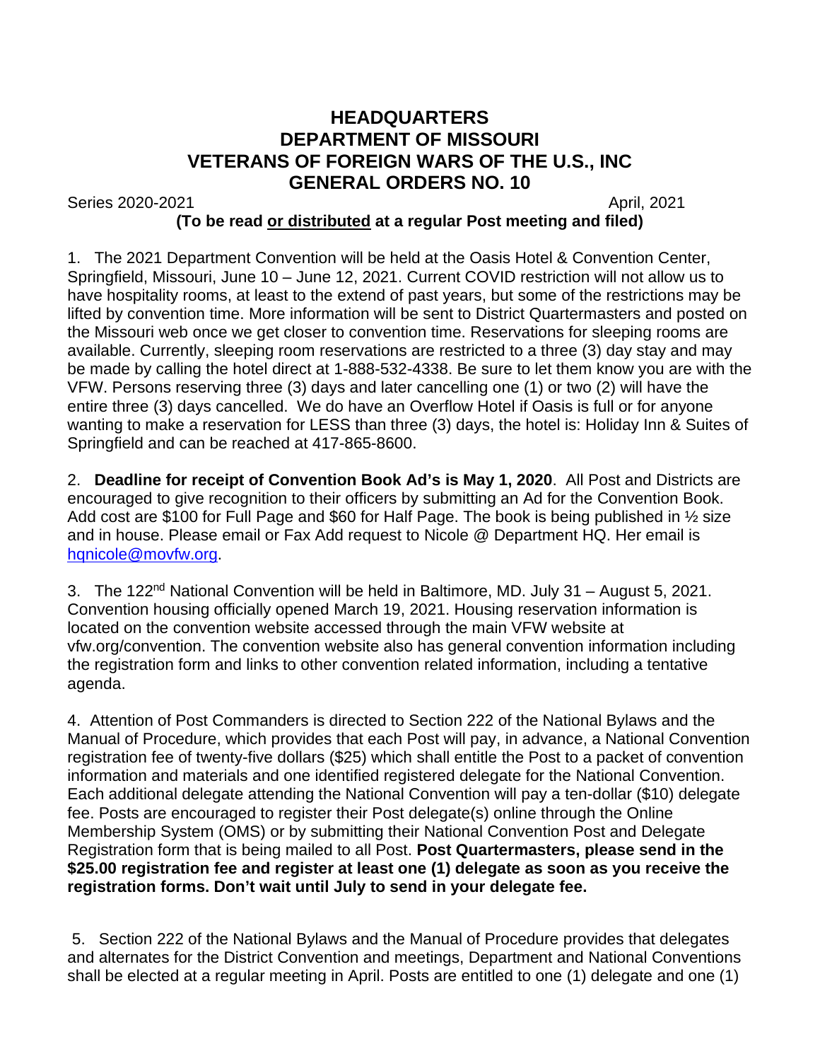# HEADQUARTERS
# DEPARTMENT OF MISSOURI
# VETERANS OF FOREIGN WARS OF THE U.S., INC
# GENERAL ORDERS NO. 10

Series 2020-2021 April, 2021

**(To be read or distributed at a regular Post meeting and filed)**

1. The 2021 Department Convention will be held at the Oasis Hotel & Convention Center, Springfield, Missouri, June 10 – June 12, 2021. Current COVID restriction will not allow us to have hospitality rooms, at least to the extend of past years, but some of the restrictions may be lifted by convention time. More information will be sent to District Quartermasters and posted on the Missouri web once we get closer to convention time. Reservations for sleeping rooms are available. Currently, sleeping room reservations are restricted to a three (3) day stay and may be made by calling the hotel direct at 1-888-532-4338. Be sure to let them know you are with the VFW. Persons reserving three (3) days and later cancelling one (1) or two (2) will have the entire three (3) days cancelled. We do have an Overflow Hotel if Oasis is full or for anyone wanting to make a reservation for LESS than three (3) days, the hotel is: Holiday Inn & Suites of Springfield and can be reached at 417-865-8600.

2. **Deadline for receipt of Convention Book Ad's is May 1, 2020**. All Post and Districts are encouraged to give recognition to their officers by submitting an Ad for the Convention Book. Add cost are $100 for Full Page and $60 for Half Page. The book is being published in ½ size and in house. Please email or Fax Add request to Nicole @ Department HQ. Her email is hqnicole@movfw.org.

3. The 122nd National Convention will be held in Baltimore, MD. July 31 – August 5, 2021. Convention housing officially opened March 19, 2021. Housing reservation information is located on the convention website accessed through the main VFW website at vfw.org/convention. The convention website also has general convention information including the registration form and links to other convention related information, including a tentative agenda.

4. Attention of Post Commanders is directed to Section 222 of the National Bylaws and the Manual of Procedure, which provides that each Post will pay, in advance, a National Convention registration fee of twenty-five dollars ($25) which shall entitle the Post to a packet of convention information and materials and one identified registered delegate for the National Convention. Each additional delegate attending the National Convention will pay a ten-dollar ($10) delegate fee. Posts are encouraged to register their Post delegate(s) online through the Online Membership System (OMS) or by submitting their National Convention Post and Delegate Registration form that is being mailed to all Post. **Post Quartermasters, please send in the $25.00 registration fee and register at least one (1) delegate as soon as you receive the registration forms. Don't wait until July to send in your delegate fee.**

5. Section 222 of the National Bylaws and the Manual of Procedure provides that delegates and alternates for the District Convention and meetings, Department and National Conventions shall be elected at a regular meeting in April. Posts are entitled to one (1) delegate and one (1)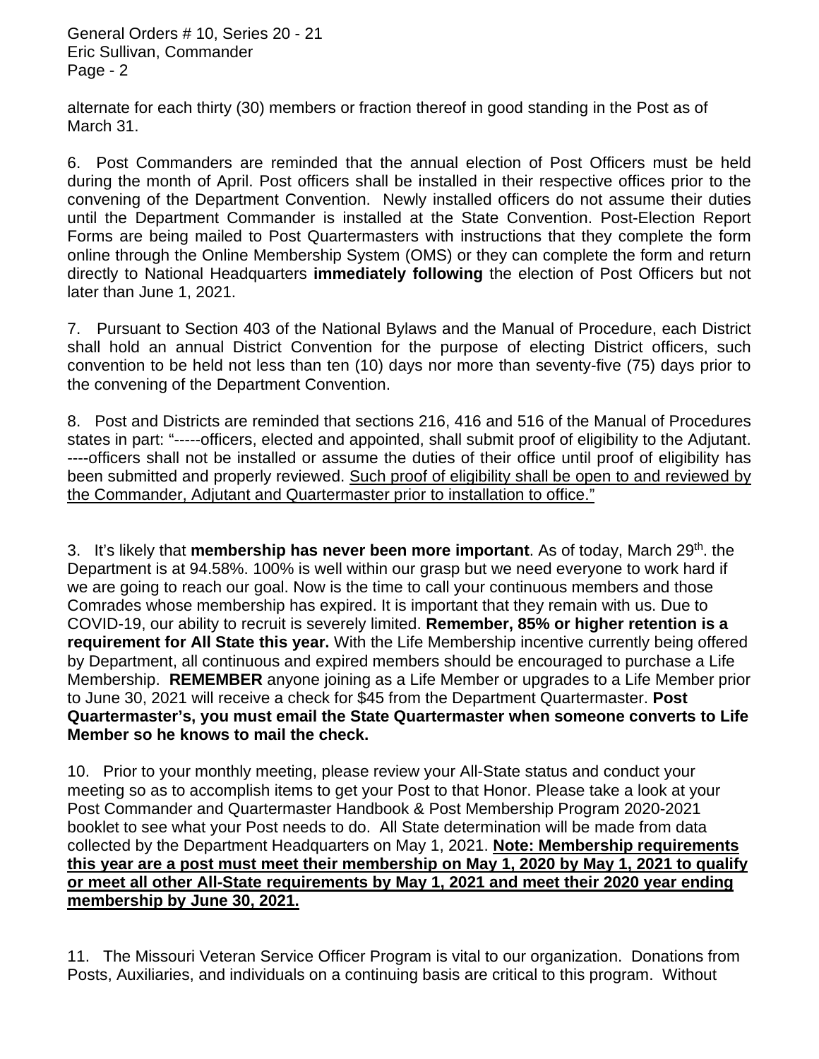alternate for each thirty (30) members or fraction thereof in good standing in the Post as of March 31.

6. Post Commanders are reminded that the annual election of Post Officers must be held during the month of April. Post officers shall be installed in their respective offices prior to the convening of the Department Convention. Newly installed officers do not assume their duties until the Department Commander is installed at the State Convention. Post-Election Report Forms are being mailed to Post Quartermasters with instructions that they complete the form online through the Online Membership System (OMS) or they can complete the form and return directly to National Headquarters **immediately following** the election of Post Officers but not later than June 1, 2021.

7. Pursuant to Section 403 of the National Bylaws and the Manual of Procedure, each District shall hold an annual District Convention for the purpose of electing District officers, such convention to be held not less than ten (10) days nor more than seventy-five (75) days prior to the convening of the Department Convention.

8. Post and Districts are reminded that sections 216, 416 and 516 of the Manual of Procedures states in part: "-----officers, elected and appointed, shall submit proof of eligibility to the Adjutant. ----officers shall not be installed or assume the duties of their office until proof of eligibility has been submitted and properly reviewed. Such proof of eligibility shall be open to and reviewed by the Commander, Adjutant and Quartermaster prior to installation to office."

3. It's likely that **membership has never been more important**. As of today, March 29th. the Department is at 94.58%. 100% is well within our grasp but we need everyone to work hard if we are going to reach our goal. Now is the time to call your continuous members and those Comrades whose membership has expired. It is important that they remain with us. Due to COVID-19, our ability to recruit is severely limited. **Remember, 85% or higher retention is a requirement for All State this year.** With the Life Membership incentive currently being offered by Department, all continuous and expired members should be encouraged to purchase a Life Membership. **REMEMBER** anyone joining as a Life Member or upgrades to a Life Member prior to June 30, 2021 will receive a check for $45 from the Department Quartermaster. **Post Quartermaster's, you must email the State Quartermaster when someone converts to Life Member so he knows to mail the check.**

10. Prior to your monthly meeting, please review your All-State status and conduct your meeting so as to accomplish items to get your Post to that Honor. Please take a look at your Post Commander and Quartermaster Handbook & Post Membership Program 2020-2021 booklet to see what your Post needs to do. All State determination will be made from data collected by the Department Headquarters on May 1, 2021. **Note: Membership requirements this year are a post must meet their membership on May 1, 2020 by May 1, 2021 to qualify or meet all other All-State requirements by May 1, 2021 and meet their 2020 year ending membership by June 30, 2021.**

11. The Missouri Veteran Service Officer Program is vital to our organization. Donations from Posts, Auxiliaries, and individuals on a continuing basis are critical to this program. Without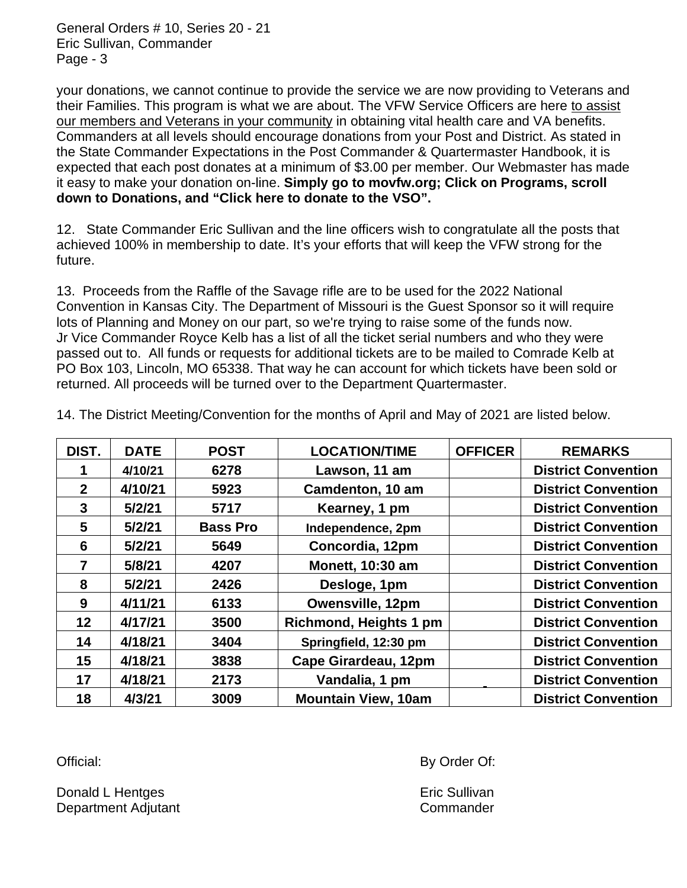your donations, we cannot continue to provide the service we are now providing to Veterans and their Families. This program is what we are about. The VFW Service Officers are here to assist our members and Veterans in your community in obtaining vital health care and VA benefits. Commanders at all levels should encourage donations from your Post and District. As stated in the State Commander Expectations in the Post Commander & Quartermaster Handbook, it is expected that each post donates at a minimum of $3.00 per member. Our Webmaster has made it easy to make your donation on-line. **Simply go to movfw.org; Click on Programs, scroll down to Donations, and "Click here to donate to the VSO".**

12. State Commander Eric Sullivan and the line officers wish to congratulate all the posts that achieved 100% in membership to date. It's your efforts that will keep the VFW strong for the future.

13. Proceeds from the Raffle of the Savage rifle are to be used for the 2022 National Convention in Kansas City. The Department of Missouri is the Guest Sponsor so it will require lots of Planning and Money on our part, so we're trying to raise some of the funds now. Jr Vice Commander Royce Kelb has a list of all the ticket serial numbers and who they were passed out to. All funds or requests for additional tickets are to be mailed to Comrade Kelb at PO Box 103, Lincoln, MO 65338. That way he can account for which tickets have been sold or returned. All proceeds will be turned over to the Department Quartermaster.

14. The District Meeting/Convention for the months of April and May of 2021 are listed below.

| DIST. | DATE | POST | LOCATION/TIME | OFFICER | REMARKS |
|---|---|---|---|---|---|
| 1 | 4/10/21 | 6278 | Lawson, 11 am | | District Convention |
| 2 | 4/10/21 | 5923 | Camdenton, 10 am | | District Convention |
| 3 | 5/2/21 | 5717 | Kearney, 1 pm | | District Convention |
| 5 | 5/2/21 | Bass Pro | Independence, 2pm | | District Convention |
| 6 | 5/2/21 | 5649 | Concordia, 12pm | | District Convention |
| 7 | 5/8/21 | 4207 | Monett, 10:30 am | | District Convention |
| 8 | 5/2/21 | 2426 | Desloge, 1pm | | District Convention |
| 9 | 4/11/21 | 6133 | Owensville, 12pm | | District Convention |
| 12 | 4/17/21 | 3500 | Richmond, Heights 1 pm | | District Convention |
| 14 | 4/18/21 | 3404 | Springfield, 12:30 pm | | District Convention |
| 15 | 4/18/21 | 3838 | Cape Girardeau, 12pm | | District Convention |
| 17 | 4/18/21 | 2173 | Vandalia, 1 pm | | District Convention |
| 18 | 4/3/21 | 3009 | Mountain View, 10am | | District Convention |

Official:

Donald L Hentges
Department Adjutant

By Order Of:

Eric Sullivan
Commander